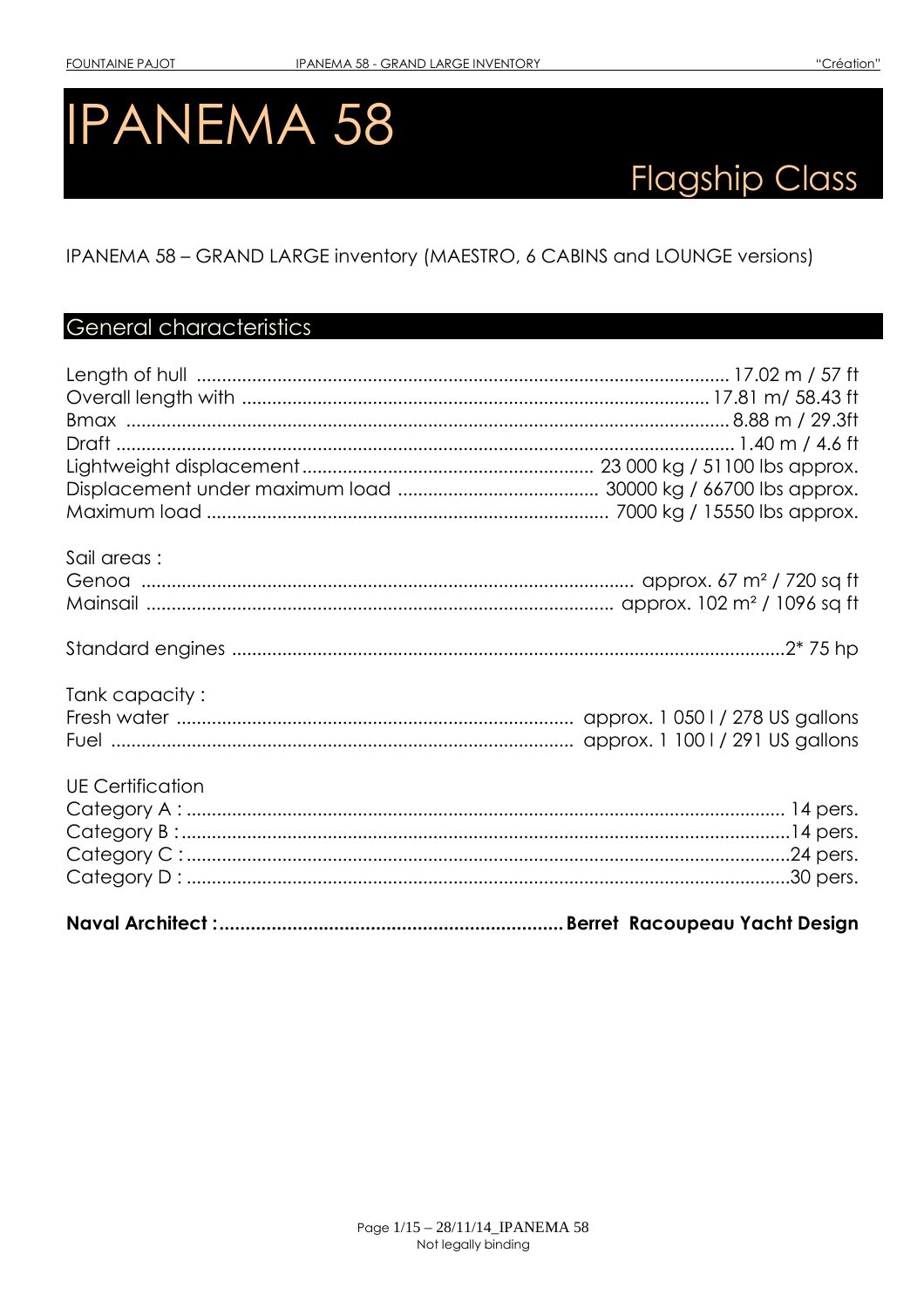# IPANEMA 58

## Flagship Class

IPANEMA 58 – GRAND LARGE inventory (MAESTRO, 6 CABINS and LOUNGE versions)

## General characteristics

Length of hull ........................................ 17.02 m / 57 ft
Overall length with ........................................ 17.81 m/ 58.43 ft
Bmax ........................................ 8.88 m / 29.3ft
Draft ........................................ 1.40 m / 4.6 ft
Lightweight displacement ........................................ 23 000 kg / 51100 lbs approx.
Displacement under maximum load ........................................ 30000 kg / 66700 lbs approx.
Maximum load ........................................ 7000 kg / 15550 lbs approx.

Sail areas :
Genoa ........................................ approx. 67 m² / 720 sq ft
Mainsail ........................................ approx. 102 m² / 1096 sq ft

Standard engines ........................................ 2* 75 hp

Tank capacity :
Fresh water ........................................ approx. 1 050 l / 278 US gallons
Fuel ........................................ approx. 1 100 l / 291 US gallons

UE Certification
Category A : ........................................ 14 pers.
Category B : ........................................ 14 pers.
Category C : ........................................ 24 pers.
Category D : ........................................ 30 pers.

**Naval Architect : ........................................ Berret Racoupeau Yacht Design**

Not legally binding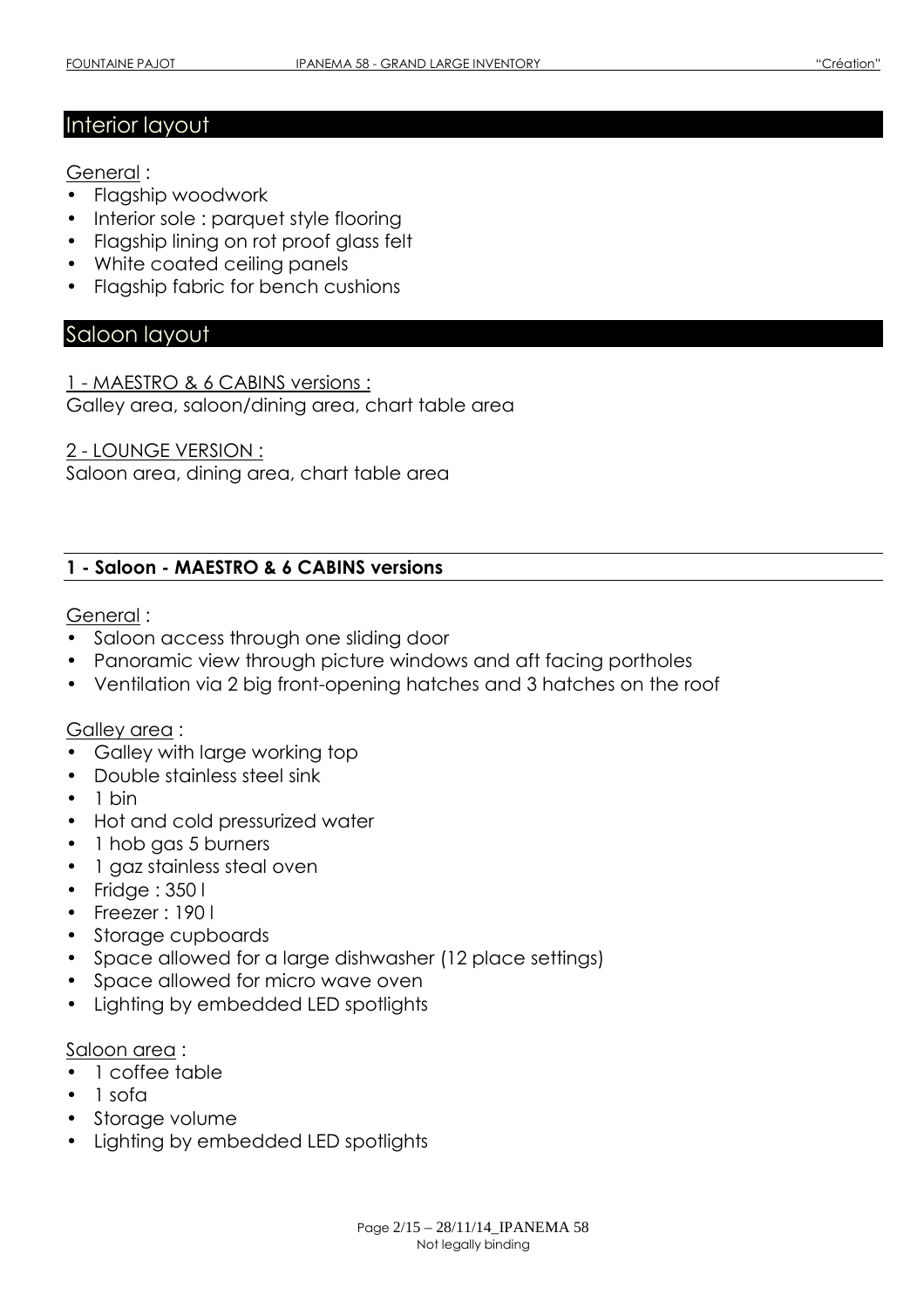## Interior layout

General :

- Flagship woodwork
- Interior sole : parquet style flooring
- Flagship lining on rot proof glass felt
- White coated ceiling panels
- Flagship fabric for bench cushions

## Saloon layout

1 - MAESTRO & 6 CABINS versions :
Galley area, saloon/dining area, chart table area

2 - LOUNGE VERSION :
Saloon area, dining area, chart table area

### 1 - Saloon - MAESTRO & 6 CABINS versions

General :

- Saloon access through one sliding door
- Panoramic view through picture windows and aft facing portholes
- Ventilation via 2 big front-opening hatches and 3 hatches on the roof

Galley area :

- Galley with large working top
- Double stainless steel sink
- 1 bin
- Hot and cold pressurized water
- 1 hob gas 5 burners
- 1 gaz stainless steal oven
- Fridge : 350 l
- Freezer : 190 l
- Storage cupboards
- Space allowed for a large dishwasher (12 place settings)
- Space allowed for micro wave oven
- Lighting by embedded LED spotlights

Saloon area :

- 1 coffee table
- 1 sofa
- Storage volume
- Lighting by embedded LED spotlights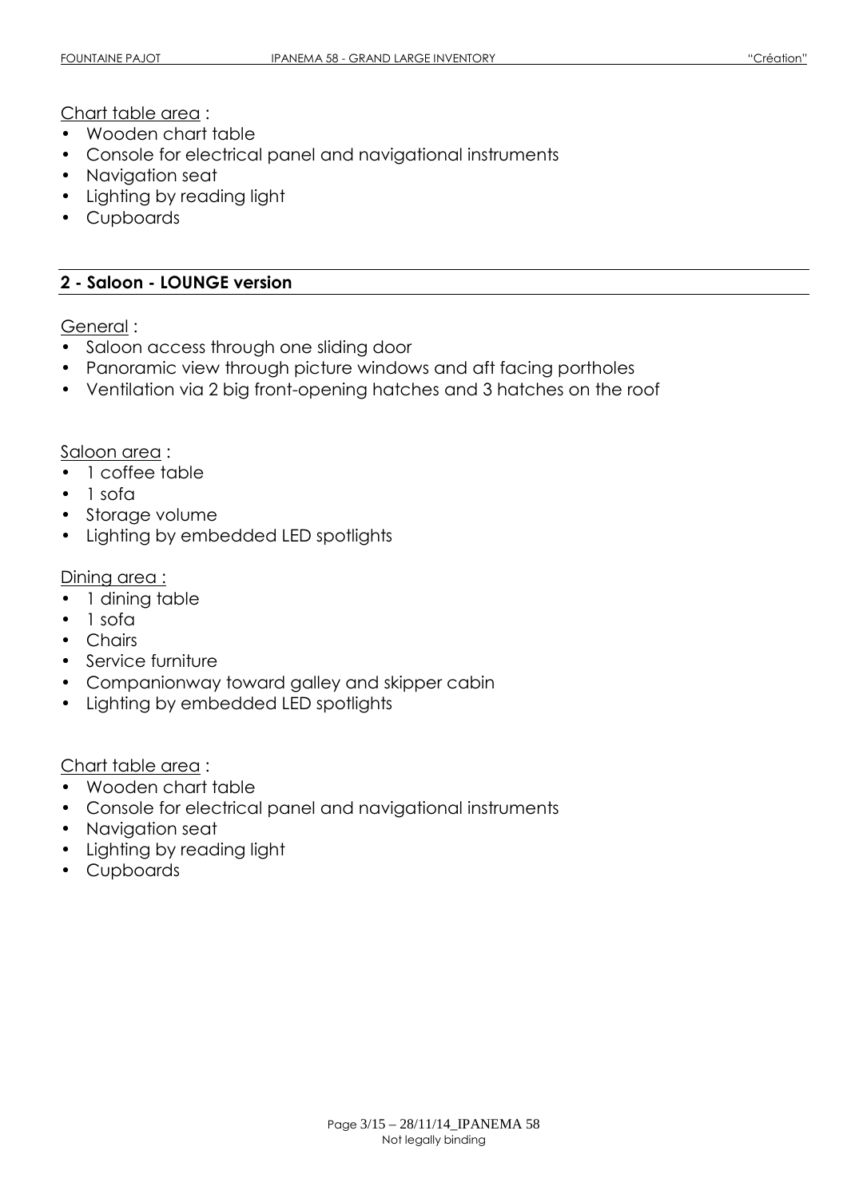Chart table area :

- Wooden chart table
- Console for electrical panel and navigational instruments
- Navigation seat
- Lighting by reading light
- Cupboards

## 2 - Saloon - LOUNGE version

General :

- Saloon access through one sliding door
- Panoramic view through picture windows and aft facing portholes
- Ventilation via 2 big front-opening hatches and 3 hatches on the roof

Saloon area :

- 1 coffee table
- 1 sofa
- Storage volume
- Lighting by embedded LED spotlights

Dining area :

- 1 dining table
- 1 sofa
- Chairs
- Service furniture
- Companionway toward galley and skipper cabin
- Lighting by embedded LED spotlights

Chart table area :

- Wooden chart table
- Console for electrical panel and navigational instruments
- Navigation seat
- Lighting by reading light
- Cupboards

Not legally binding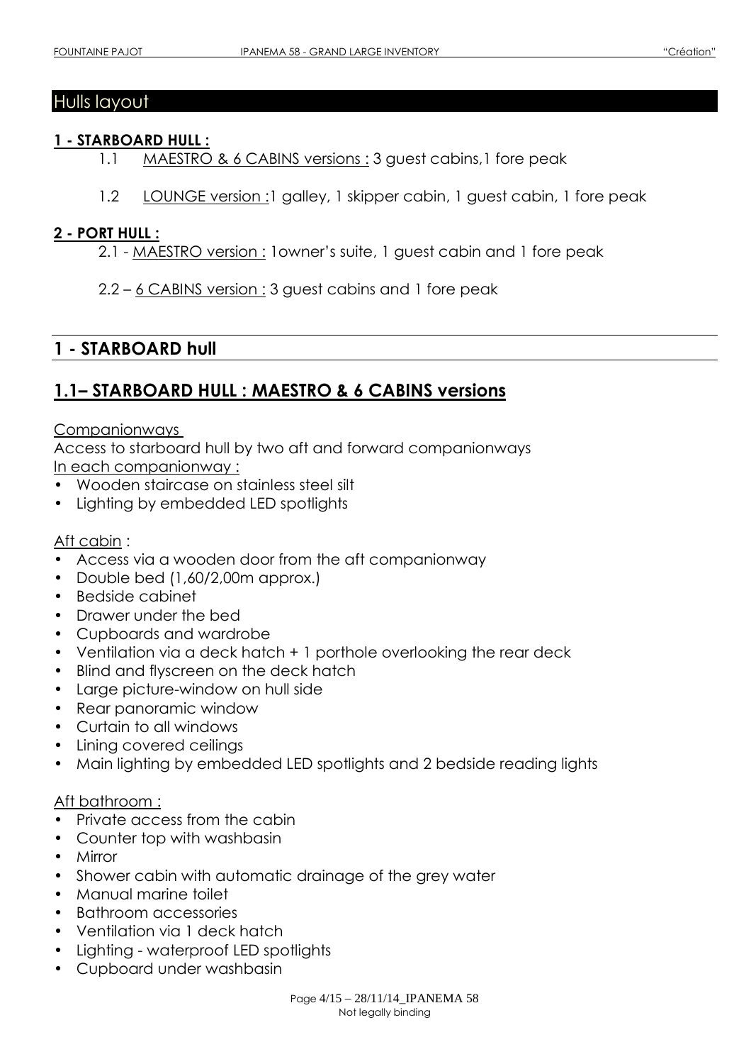## Hulls layout

**1 - STARBOARD HULL :**

1.1 MAESTRO & 6 CABINS versions : 3 guest cabins,1 fore peak

1.2 LOUNGE version :1 galley, 1 skipper cabin, 1 guest cabin, 1 fore peak

**2 - PORT HULL :**

2.1 - MAESTRO version : 1owner's suite, 1 guest cabin and 1 fore peak

2.2 – 6 CABINS version : 3 guest cabins and 1 fore peak

## 1 - STARBOARD hull

## 1.1– STARBOARD HULL : MAESTRO & 6 CABINS versions

Companionways

Access to starboard hull by two aft and forward companionways

In each companionway :

- Wooden staircase on stainless steel silt
- Lighting by embedded LED spotlights

Aft cabin :

- Access via a wooden door from the aft companionway
- Double bed (1,60/2,00m approx.)
- Bedside cabinet
- Drawer under the bed
- Cupboards and wardrobe
- Ventilation via a deck hatch + 1 porthole overlooking the rear deck
- Blind and flyscreen on the deck hatch
- Large picture-window on hull side
- Rear panoramic window
- Curtain to all windows
- Lining covered ceilings
- Main lighting by embedded LED spotlights and 2 bedside reading lights

Aft bathroom :

- Private access from the cabin
- Counter top with washbasin
- Mirror
- Shower cabin with automatic drainage of the grey water
- Manual marine toilet
- Bathroom accessories
- Ventilation via 1 deck hatch
- Lighting - waterproof LED spotlights
- Cupboard under washbasin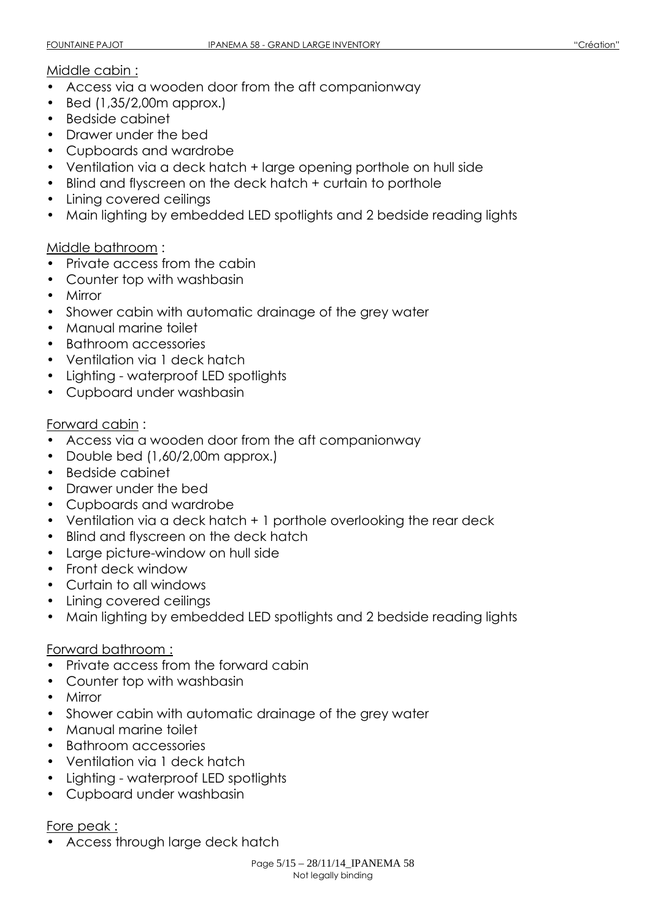<u>Middle cabin :</u>

- Access via a wooden door from the aft companionway
- Bed (1,35/2,00m approx.)
- Bedside cabinet
- Drawer under the bed
- Cupboards and wardrobe
- Ventilation via a deck hatch + large opening porthole on hull side
- Blind and flyscreen on the deck hatch + curtain to porthole
- Lining covered ceilings
- Main lighting by embedded LED spotlights and 2 bedside reading lights

<u>Middle bathroom</u> :

- Private access from the cabin
- Counter top with washbasin
- Mirror
- Shower cabin with automatic drainage of the grey water
- Manual marine toilet
- Bathroom accessories
- Ventilation via 1 deck hatch
- Lighting - waterproof LED spotlights
- Cupboard under washbasin

<u>Forward cabin</u> :

- Access via a wooden door from the aft companionway
- Double bed (1,60/2,00m approx.)
- Bedside cabinet
- Drawer under the bed
- Cupboards and wardrobe
- Ventilation via a deck hatch + 1 porthole overlooking the rear deck
- Blind and flyscreen on the deck hatch
- Large picture-window on hull side
- Front deck window
- Curtain to all windows
- Lining covered ceilings
- Main lighting by embedded LED spotlights and 2 bedside reading lights

<u>Forward bathroom :</u>

- Private access from the forward cabin
- Counter top with washbasin
- Mirror
- Shower cabin with automatic drainage of the grey water
- Manual marine toilet
- Bathroom accessories
- Ventilation via 1 deck hatch
- Lighting - waterproof LED spotlights
- Cupboard under washbasin

<u>Fore peak :</u>

- Access through large deck hatch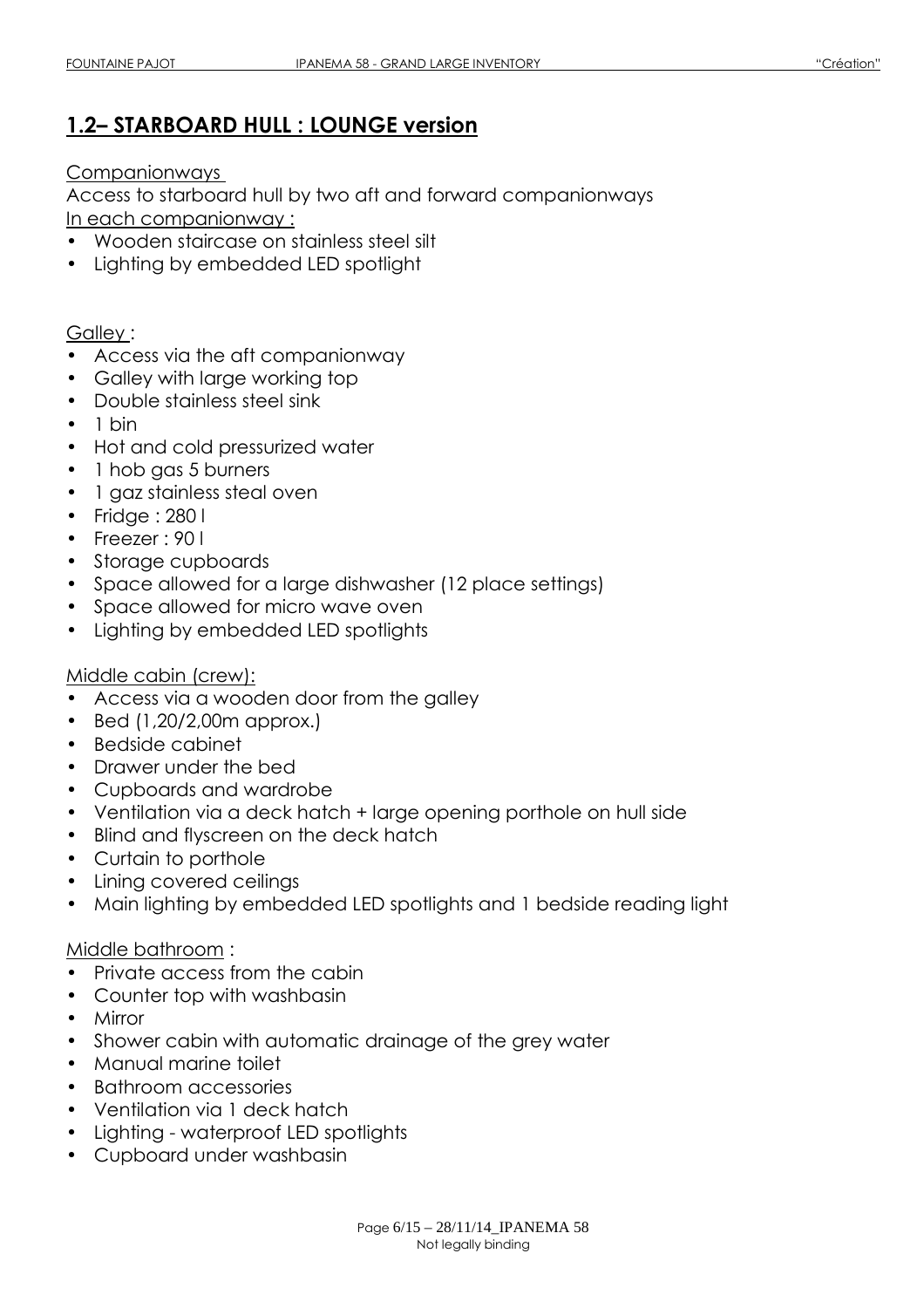## 1.2– STARBOARD HULL : LOUNGE version

Companionways

Access to starboard hull by two aft and forward companionways

In each companionway :

- Wooden staircase on stainless steel silt
- Lighting by embedded LED spotlight

Galley :

- Access via the aft companionway
- Galley with large working top
- Double stainless steel sink
- 1 bin
- Hot and cold pressurized water
- 1 hob gas 5 burners
- 1 gaz stainless steal oven
- Fridge : 280 l
- Freezer : 90 l
- Storage cupboards
- Space allowed for a large dishwasher (12 place settings)
- Space allowed for micro wave oven
- Lighting by embedded LED spotlights

Middle cabin (crew):

- Access via a wooden door from the galley
- Bed (1,20/2,00m approx.)
- Bedside cabinet
- Drawer under the bed
- Cupboards and wardrobe
- Ventilation via a deck hatch + large opening porthole on hull side
- Blind and flyscreen on the deck hatch
- Curtain to porthole
- Lining covered ceilings
- Main lighting by embedded LED spotlights and 1 bedside reading light

Middle bathroom :

- Private access from the cabin
- Counter top with washbasin
- Mirror
- Shower cabin with automatic drainage of the grey water
- Manual marine toilet
- Bathroom accessories
- Ventilation via 1 deck hatch
- Lighting - waterproof LED spotlights
- Cupboard under washbasin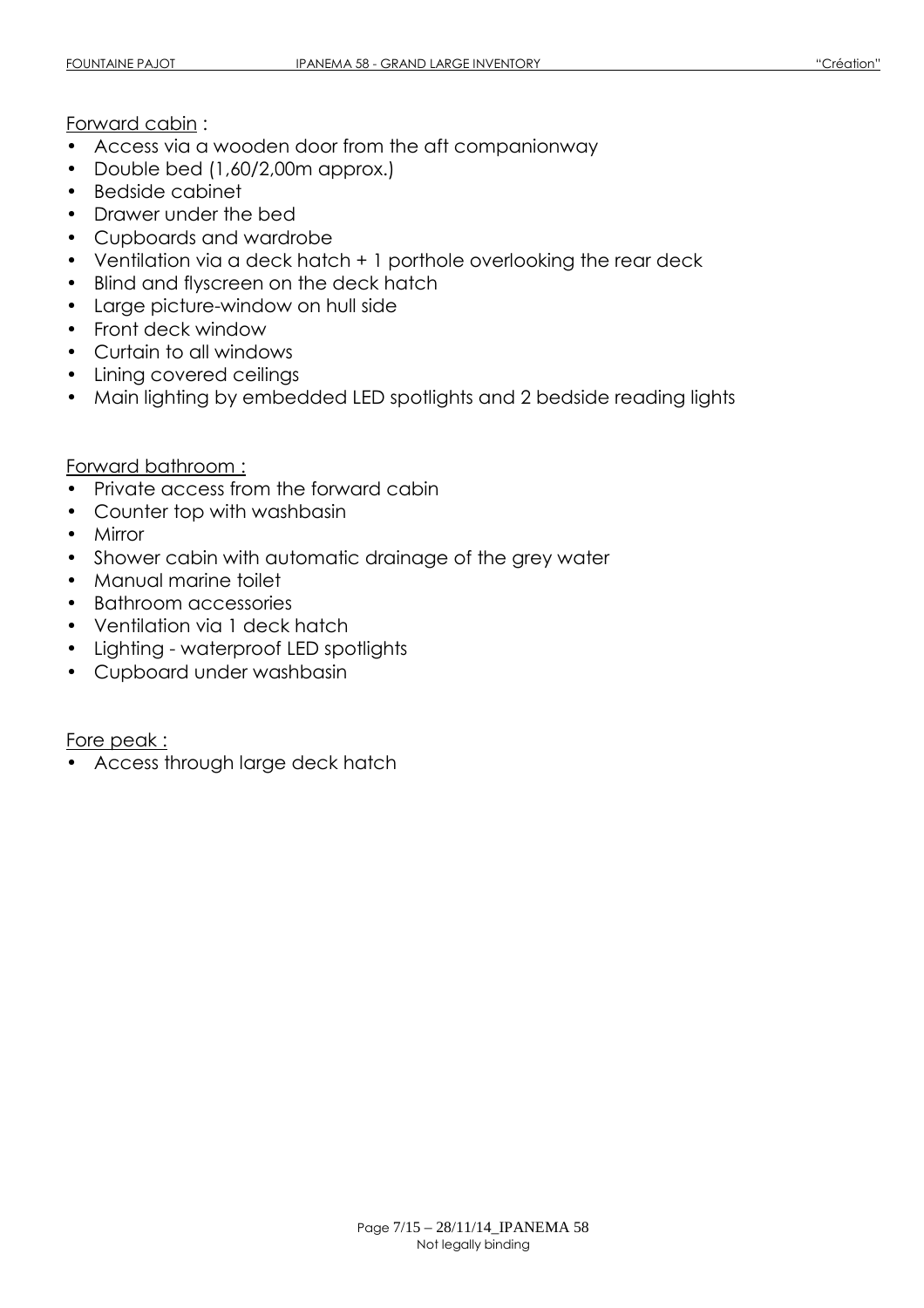Forward cabin :

- Access via a wooden door from the aft companionway
- Double bed (1,60/2,00m approx.)
- Bedside cabinet
- Drawer under the bed
- Cupboards and wardrobe
- Ventilation via a deck hatch + 1 porthole overlooking the rear deck
- Blind and flyscreen on the deck hatch
- Large picture-window on hull side
- Front deck window
- Curtain to all windows
- Lining covered ceilings
- Main lighting by embedded LED spotlights and 2 bedside reading lights

Forward bathroom :

- Private access from the forward cabin
- Counter top with washbasin
- Mirror
- Shower cabin with automatic drainage of the grey water
- Manual marine toilet
- Bathroom accessories
- Ventilation via 1 deck hatch
- Lighting - waterproof LED spotlights
- Cupboard under washbasin

Fore peak :

- Access through large deck hatch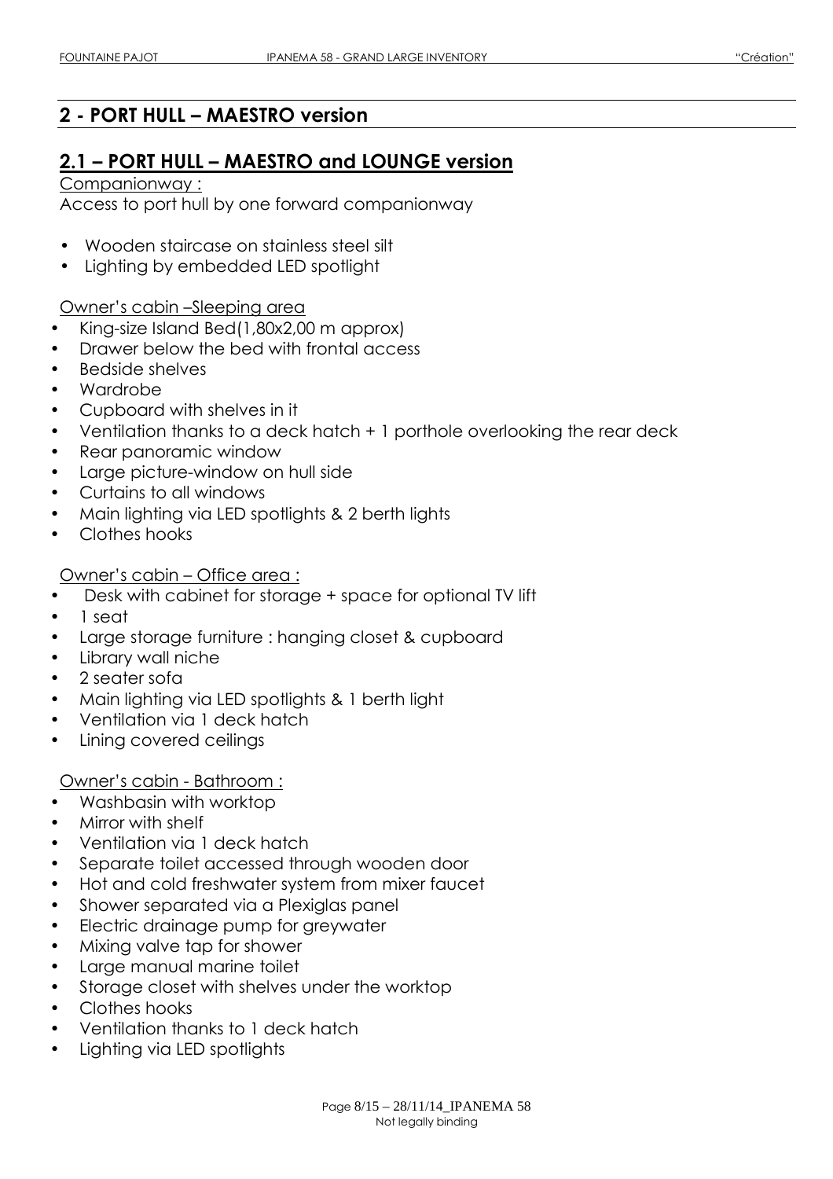## 2 - PORT HULL – MAESTRO version

### 2.1 – PORT HULL – MAESTRO and LOUNGE version

Companionway :

Access to port hull by one forward companionway

- Wooden staircase on stainless steel silt
- Lighting by embedded LED spotlight

Owner's cabin –Sleeping area

- King-size Island Bed(1,80x2,00 m approx)
- Drawer below the bed with frontal access
- Bedside shelves
- Wardrobe
- Cupboard with shelves in it
- Ventilation thanks to a deck hatch + 1 porthole overlooking the rear deck
- Rear panoramic window
- Large picture-window on hull side
- Curtains to all windows
- Main lighting via LED spotlights & 2 berth lights
- Clothes hooks

Owner's cabin – Office area :

- Desk with cabinet for storage + space for optional TV lift
- 1 seat
- Large storage furniture : hanging closet & cupboard
- Library wall niche
- 2 seater sofa
- Main lighting via LED spotlights & 1 berth light
- Ventilation via 1 deck hatch
- Lining covered ceilings

Owner's cabin - Bathroom :

- Washbasin with worktop
- Mirror with shelf
- Ventilation via 1 deck hatch
- Separate toilet accessed through wooden door
- Hot and cold freshwater system from mixer faucet
- Shower separated via a Plexiglas panel
- Electric drainage pump for greywater
- Mixing valve tap for shower
- Large manual marine toilet
- Storage closet with shelves under the worktop
- Clothes hooks
- Ventilation thanks to 1 deck hatch
- Lighting via LED spotlights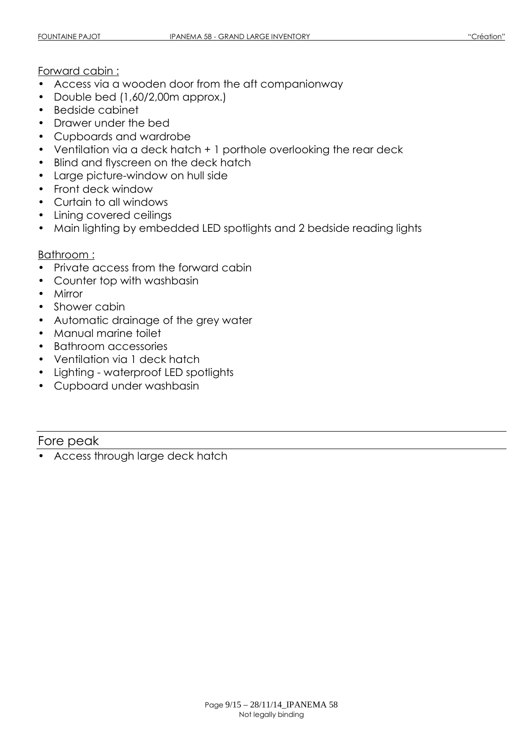Forward cabin :

- Access via a wooden door from the aft companionway
- Double bed (1,60/2,00m approx.)
- Bedside cabinet
- Drawer under the bed
- Cupboards and wardrobe
- Ventilation via a deck hatch + 1 porthole overlooking the rear deck
- Blind and flyscreen on the deck hatch
- Large picture-window on hull side
- Front deck window
- Curtain to all windows
- Lining covered ceilings
- Main lighting by embedded LED spotlights and 2 bedside reading lights

Bathroom :

- Private access from the forward cabin
- Counter top with washbasin
- Mirror
- Shower cabin
- Automatic drainage of the grey water
- Manual marine toilet
- Bathroom accessories
- Ventilation via 1 deck hatch
- Lighting - waterproof LED spotlights
- Cupboard under washbasin

## Fore peak

- Access through large deck hatch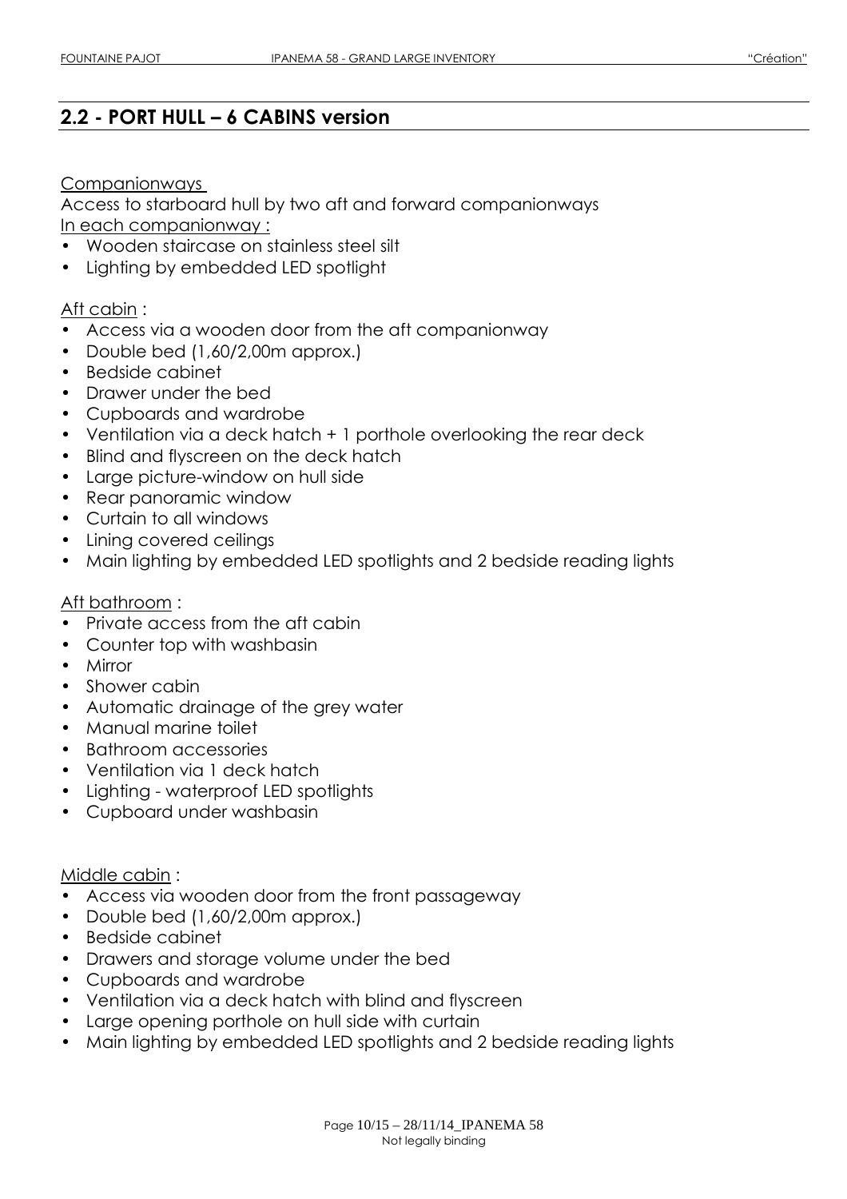## 2.2 - PORT HULL – 6 CABINS version

Companionways

Access to starboard hull by two aft and forward companionways

In each companionway :

- Wooden staircase on stainless steel silt
- Lighting by embedded LED spotlight

Aft cabin :

- Access via a wooden door from the aft companionway
- Double bed (1,60/2,00m approx.)
- Bedside cabinet
- Drawer under the bed
- Cupboards and wardrobe
- Ventilation via a deck hatch + 1 porthole overlooking the rear deck
- Blind and flyscreen on the deck hatch
- Large picture-window on hull side
- Rear panoramic window
- Curtain to all windows
- Lining covered ceilings
- Main lighting by embedded LED spotlights and 2 bedside reading lights

Aft bathroom :

- Private access from the aft cabin
- Counter top with washbasin
- Mirror
- Shower cabin
- Automatic drainage of the grey water
- Manual marine toilet
- Bathroom accessories
- Ventilation via 1 deck hatch
- Lighting - waterproof LED spotlights
- Cupboard under washbasin

Middle cabin :

- Access via wooden door from the front passageway
- Double bed (1,60/2,00m approx.)
- Bedside cabinet
- Drawers and storage volume under the bed
- Cupboards and wardrobe
- Ventilation via a deck hatch with blind and flyscreen
- Large opening porthole on hull side with curtain
- Main lighting by embedded LED spotlights and 2 bedside reading lights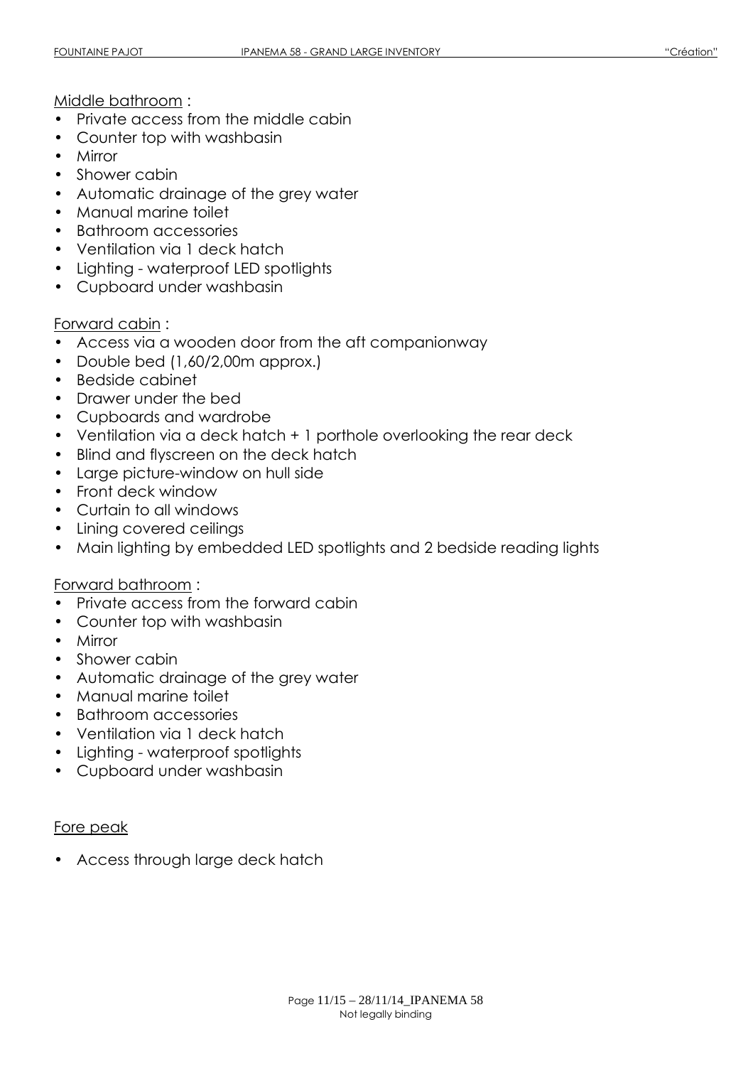Middle bathroom :

- Private access from the middle cabin
- Counter top with washbasin
- Mirror
- Shower cabin
- Automatic drainage of the grey water
- Manual marine toilet
- Bathroom accessories
- Ventilation via 1 deck hatch
- Lighting - waterproof LED spotlights
- Cupboard under washbasin

Forward cabin :

- Access via a wooden door from the aft companionway
- Double bed (1,60/2,00m approx.)
- Bedside cabinet
- Drawer under the bed
- Cupboards and wardrobe
- Ventilation via a deck hatch + 1 porthole overlooking the rear deck
- Blind and flyscreen on the deck hatch
- Large picture-window on hull side
- Front deck window
- Curtain to all windows
- Lining covered ceilings
- Main lighting by embedded LED spotlights and 2 bedside reading lights

Forward bathroom :

- Private access from the forward cabin
- Counter top with washbasin
- Mirror
- Shower cabin
- Automatic drainage of the grey water
- Manual marine toilet
- Bathroom accessories
- Ventilation via 1 deck hatch
- Lighting - waterproof spotlights
- Cupboard under washbasin

Fore peak

- Access through large deck hatch

Not legally binding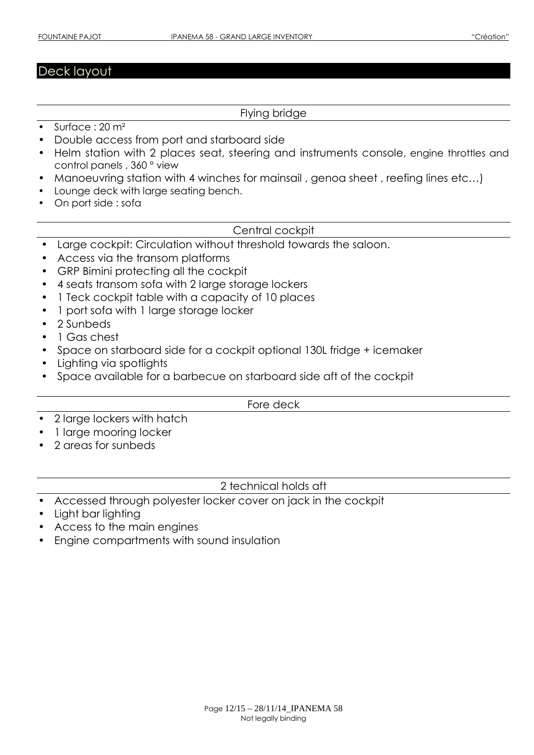# Deck layout

## Flying bridge

- Surface : 20 m²
- Double access from port and starboard side
- Helm station with 2 places seat, steering and instruments console, engine throttles and control panels , 360 ° view
- Manoeuvring station with 4 winches for mainsail , genoa sheet , reefing lines etc…)
- Lounge deck with large seating bench.
- On port side : sofa

## Central cockpit

- Large cockpit: Circulation without threshold towards the saloon.
- Access via the transom platforms
- GRP Bimini protecting all the cockpit
- 4 seats transom sofa with 2 large storage lockers
- 1 Teck cockpit table with a capacity of 10 places
- 1 port sofa with 1 large storage locker
- 2 Sunbeds
- 1 Gas chest
- Space on starboard side for a cockpit optional 130L fridge + icemaker
- Lighting via spotlights
- Space available for a barbecue on starboard side aft of the cockpit

## Fore deck

- 2 large lockers with hatch
- 1 large mooring locker
- 2 areas for sunbeds

## 2 technical holds aft

- Accessed through polyester locker cover on jack in the cockpit
- Light bar lighting
- Access to the main engines
- Engine compartments with sound insulation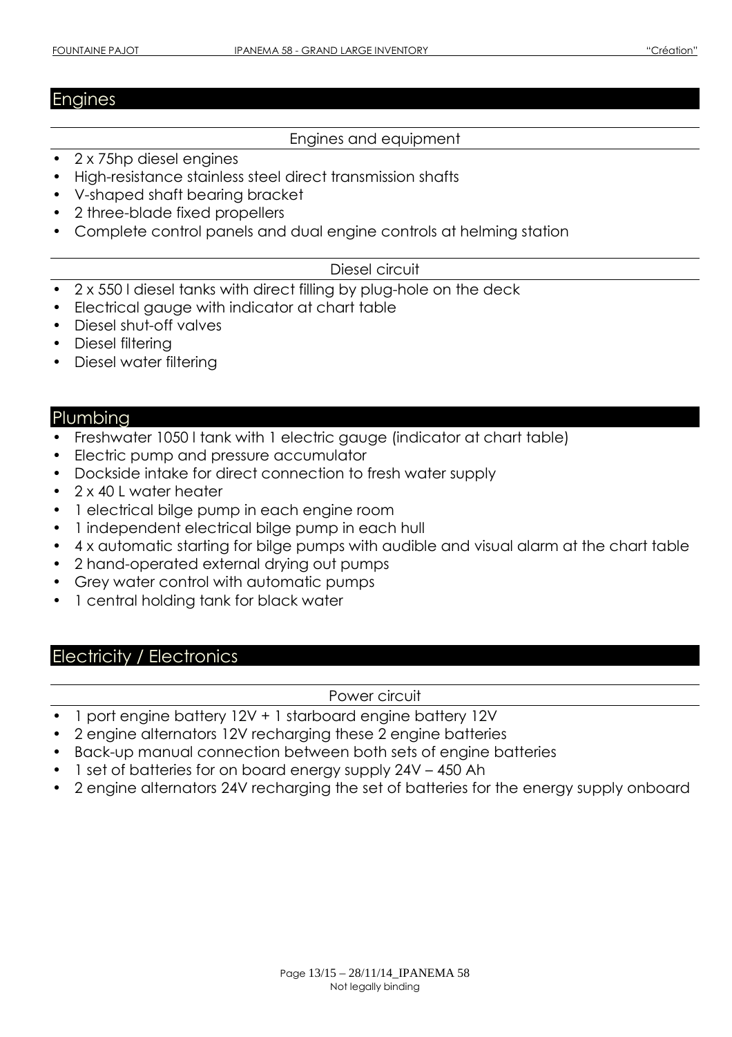## Engines

### Engines and equipment

- 2 x 75hp diesel engines
- High-resistance stainless steel direct transmission shafts
- V-shaped shaft bearing bracket
- 2 three-blade fixed propellers
- Complete control panels and dual engine controls at helming station

### Diesel circuit

- 2 x 550 l diesel tanks with direct filling by plug-hole on the deck
- Electrical gauge with indicator at chart table
- Diesel shut-off valves
- Diesel filtering
- Diesel water filtering

## Plumbing

- Freshwater 1050 l tank with 1 electric gauge (indicator at chart table)
- Electric pump and pressure accumulator
- Dockside intake for direct connection to fresh water supply
- 2 x 40 L water heater
- 1 electrical bilge pump in each engine room
- 1 independent electrical bilge pump in each hull
- 4 x automatic starting for bilge pumps with audible and visual alarm at the chart table
- 2 hand-operated external drying out pumps
- Grey water control with automatic pumps
- 1 central holding tank for black water

## Electricity / Electronics

### Power circuit

- 1 port engine battery 12V + 1 starboard engine battery 12V
- 2 engine alternators 12V recharging these 2 engine batteries
- Back-up manual connection between both sets of engine batteries
- 1 set of batteries for on board energy supply 24V – 450 Ah
- 2 engine alternators 24V recharging the set of batteries for the energy supply onboard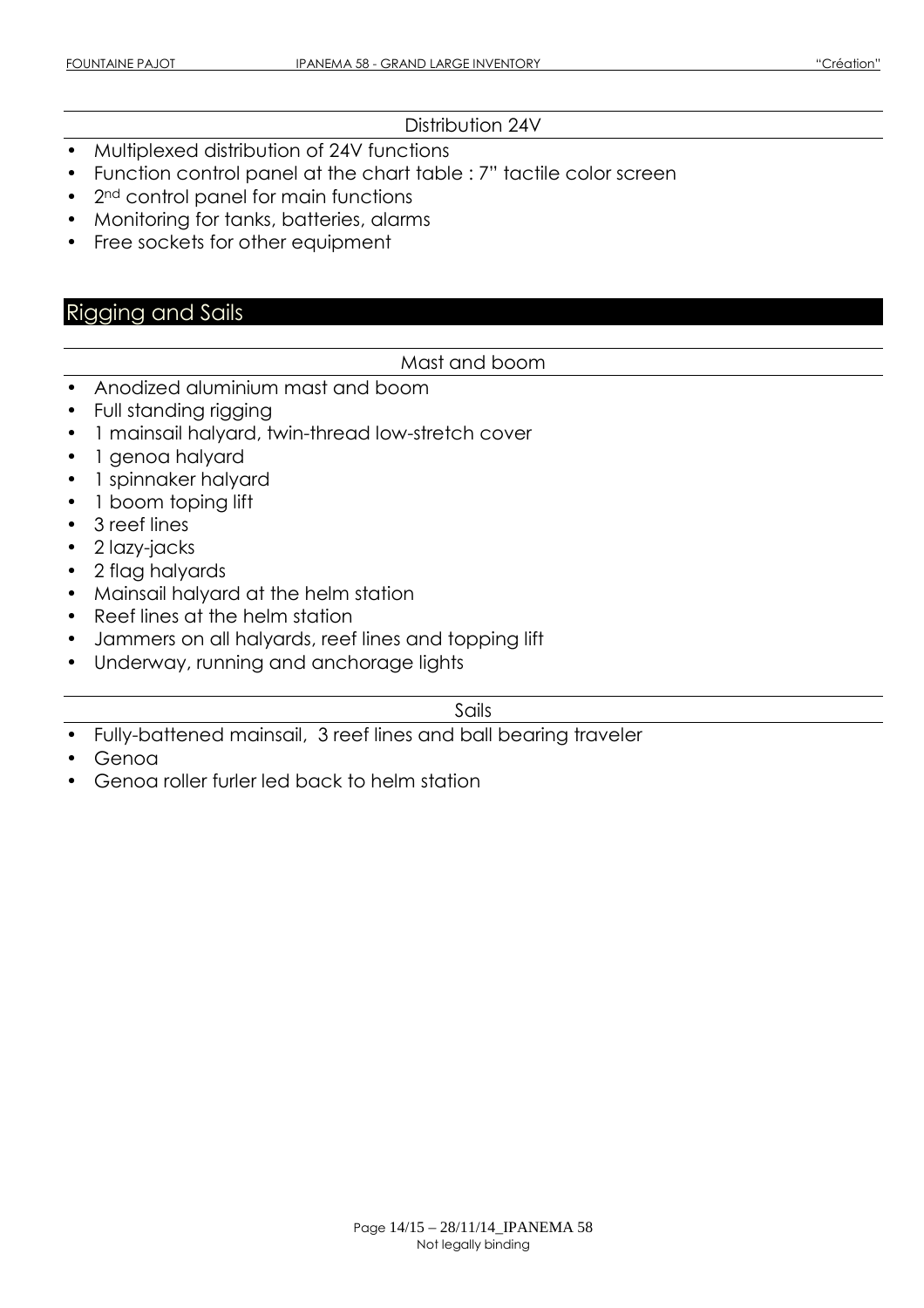### Distribution 24V

- Multiplexed distribution of 24V functions
- Function control panel at the chart table : 7" tactile color screen
- 2nd control panel for main functions
- Monitoring for tanks, batteries, alarms
- Free sockets for other equipment

## Rigging and Sails

### Mast and boom

- Anodized aluminium mast and boom
- Full standing rigging
- 1 mainsail halyard, twin-thread low-stretch cover
- 1 genoa halyard
- 1 spinnaker halyard
- 1 boom toping lift
- 3 reef lines
- 2 lazy-jacks
- 2 flag halyards
- Mainsail halyard at the helm station
- Reef lines at the helm station
- Jammers on all halyards, reef lines and topping lift
- Underway, running and anchorage lights

### Sails

- Fully-battened mainsail, 3 reef lines and ball bearing traveler
- Genoa
- Genoa roller furler led back to helm station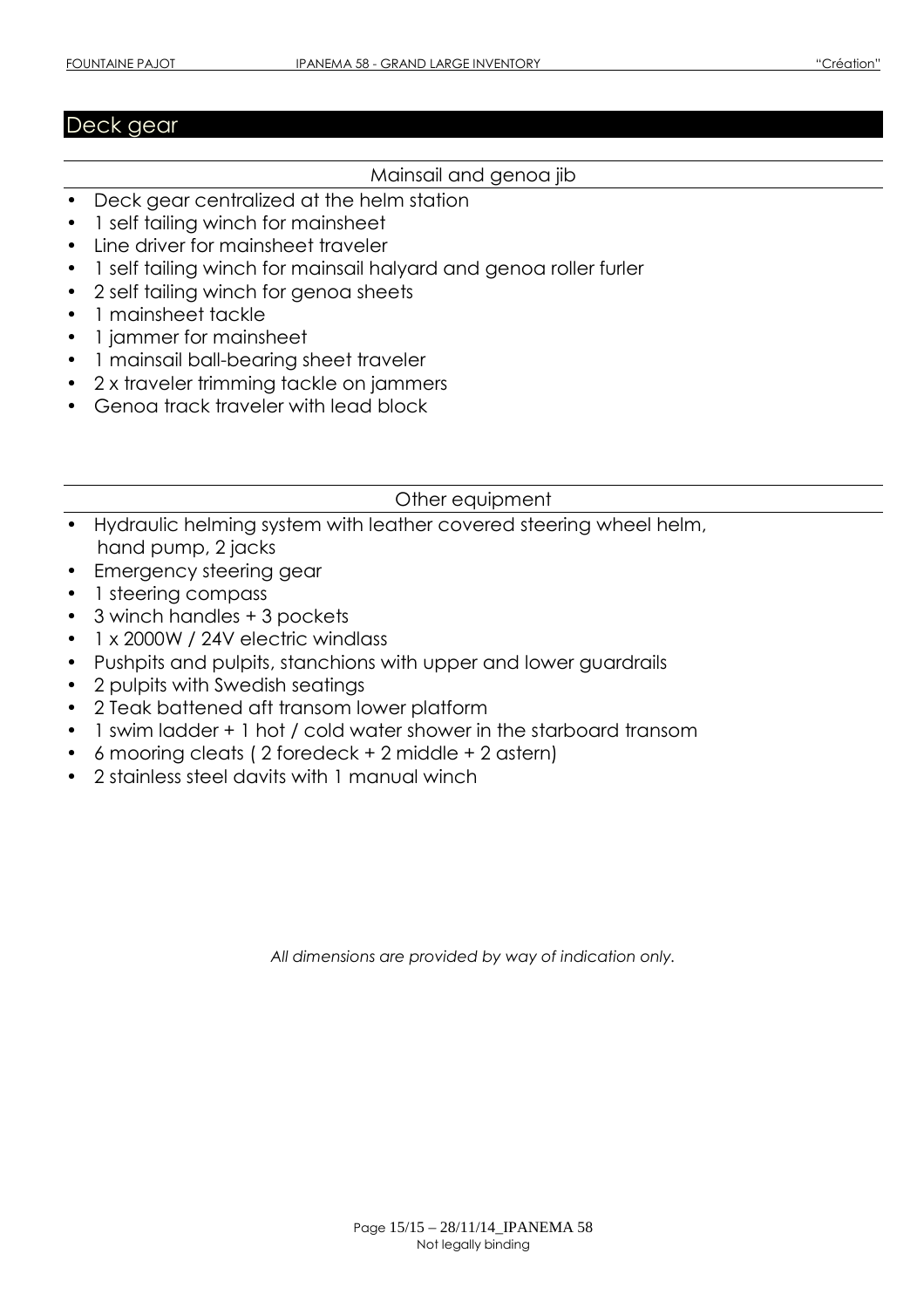## Deck gear

### Mainsail and genoa jib

- Deck gear centralized at the helm station
- 1 self tailing winch for mainsheet
- Line driver for mainsheet traveler
- 1 self tailing winch for mainsail halyard and genoa roller furler
- 2 self tailing winch for genoa sheets
- 1 mainsheet tackle
- 1 jammer for mainsheet
- 1 mainsail ball-bearing sheet traveler
- 2 x traveler trimming tackle on jammers
- Genoa track traveler with lead block

### Other equipment

- Hydraulic helming system with leather covered steering wheel helm, hand pump, 2 jacks
- Emergency steering gear
- 1 steering compass
- 3 winch handles + 3 pockets
- 1 x 2000W / 24V electric windlass
- Pushpits and pulpits, stanchions with upper and lower guardrails
- 2 pulpits with Swedish seatings
- 2 Teak battened aft transom lower platform
- 1 swim ladder + 1 hot / cold water shower in the starboard transom
- 6 mooring cleats ( 2 foredeck + 2 middle + 2 astern)
- 2 stainless steel davits with 1 manual winch

*All dimensions are provided by way of indication only.*

Not legally binding